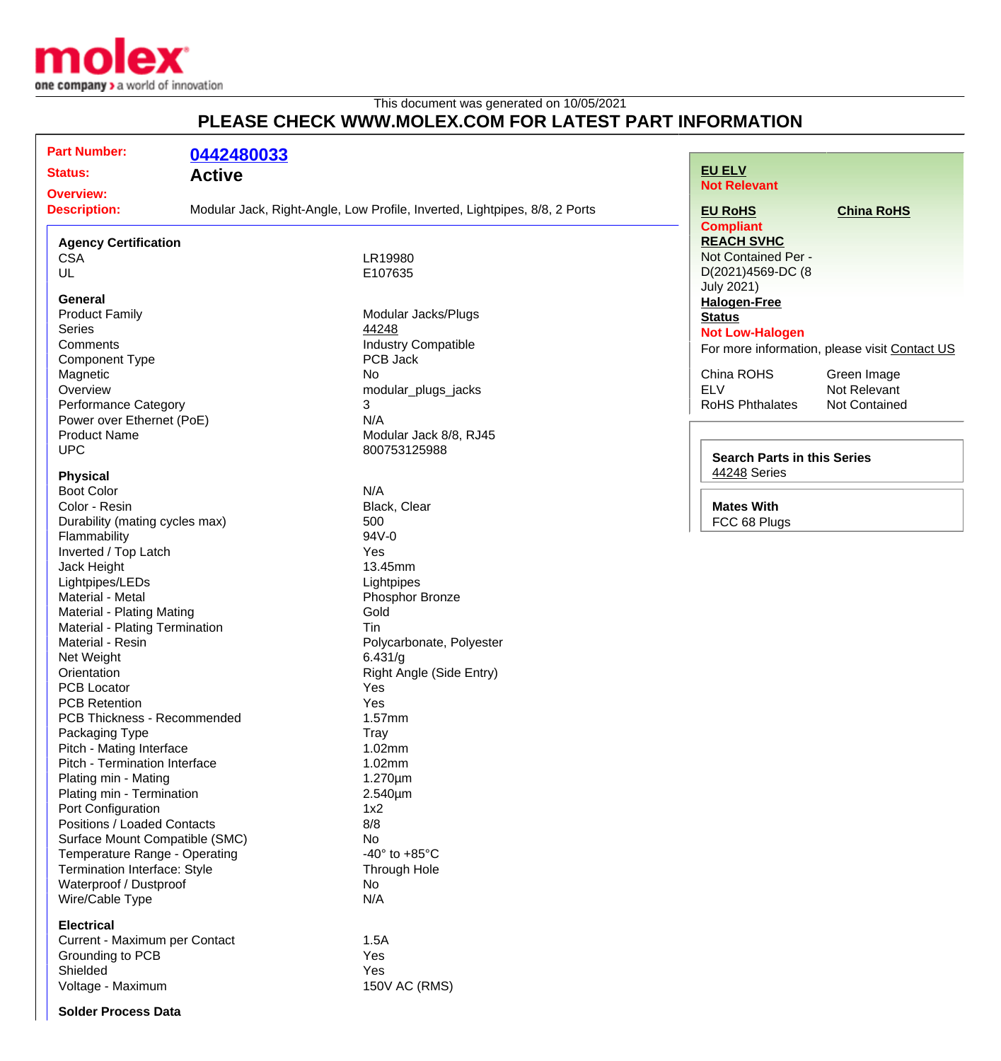molex
one company > a world of innovation

This document was generated on 10/05/2021

## PLEASE CHECK WWW.MOLEX.COM FOR LATEST PART INFORMATION

**Part Number:** 0442480033

**Status:** Active

**Overview:**

**Description:** Modular Jack, Right-Angle, Low Profile, Inverted, Lightpipes, 8/8, 2 Ports

### Agency Certification

| | |
|---|---|
| CSA | LR19980 |
| UL | E107635 |

### General

| | |
|---|---|
| Product Family | Modular Jacks/Plugs |
| Series | 44248 |
| Comments | Industry Compatible |
| Component Type | PCB Jack |
| Magnetic | No |
| Overview | modular_plugs_jacks |
| Performance Category | 3 |
| Power over Ethernet (PoE) | N/A |
| Product Name | Modular Jack 8/8, RJ45 |
| UPC | 800753125988 |

### Physical

| | |
|---|---|
| Boot Color | N/A |
| Color - Resin | Black, Clear |
| Durability (mating cycles max) | 500 |
| Flammability | 94V-0 |
| Inverted / Top Latch | Yes |
| Jack Height | 13.45mm |
| Lightpipes/LEDs | Lightpipes |
| Material - Metal | Phosphor Bronze |
| Material - Plating Mating | Gold |
| Material - Plating Termination | Tin |
| Material - Resin | Polycarbonate, Polyester |
| Net Weight | 6.431/g |
| Orientation | Right Angle (Side Entry) |
| PCB Locator | Yes |
| PCB Retention | Yes |
| PCB Thickness - Recommended | 1.57mm |
| Packaging Type | Tray |
| Pitch - Mating Interface | 1.02mm |
| Pitch - Termination Interface | 1.02mm |
| Plating min - Mating | 1.270µm |
| Plating min - Termination | 2.540µm |
| Port Configuration | 1x2 |
| Positions / Loaded Contacts | 8/8 |
| Surface Mount Compatible (SMC) | No |
| Temperature Range - Operating | -40° to +85°C |
| Termination Interface: Style | Through Hole |
| Waterproof / Dustproof | No |
| Wire/Cable Type | N/A |

### Electrical

| | |
|---|---|
| Current - Maximum per Contact | 1.5A |
| Grounding to PCB | Yes |
| Shielded | Yes |
| Voltage - Maximum | 150V AC (RMS) |

### Solder Process Data

---

**EU ELV**
Not Relevant

**EU RoHS**
Compliant

**China RoHS**

**REACH SVHC**
Not Contained Per - D(2021)4569-DC (8 July 2021)

**Halogen-Free Status**
Not Low-Halogen

For more information, please visit Contact US

| | |
|---|---|
| China ROHS | Green Image |
| ELV | Not Relevant |
| RoHS Phthalates | Not Contained |

**Search Parts in this Series**
44248 Series

**Mates With**
FCC 68 Plugs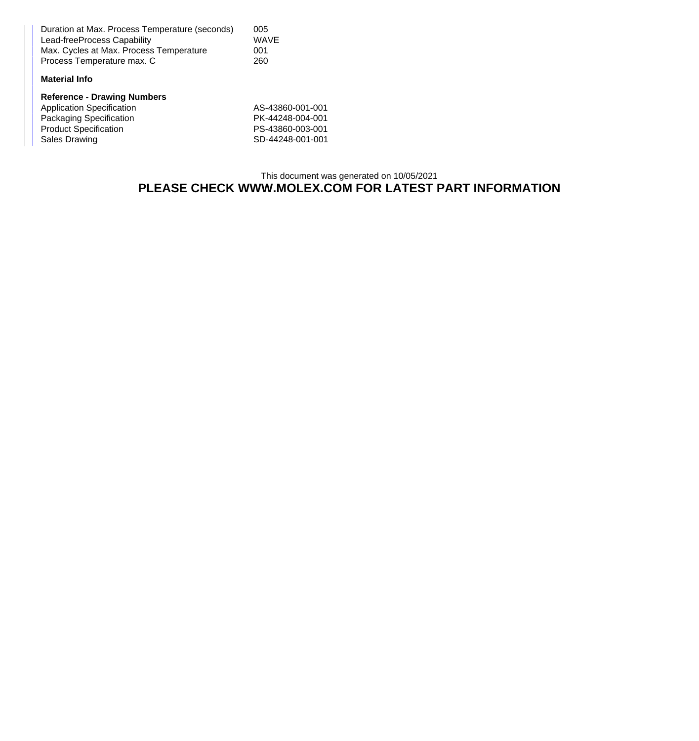| | |
|---|---|
| Duration at Max. Process Temperature (seconds) | 005 |
| Lead-freeProcess Capability | WAVE |
| Max. Cycles at Max. Process Temperature | 001 |
| Process Temperature max. C | 260 |

**Material Info**

**Reference - Drawing Numbers**

| | |
|---|---|
| Application Specification | AS-43860-001-001 |
| Packaging Specification | PK-44248-004-001 |
| Product Specification | PS-43860-003-001 |
| Sales Drawing | SD-44248-001-001 |

This document was generated on 10/05/2021

**PLEASE CHECK WWW.MOLEX.COM FOR LATEST PART INFORMATION**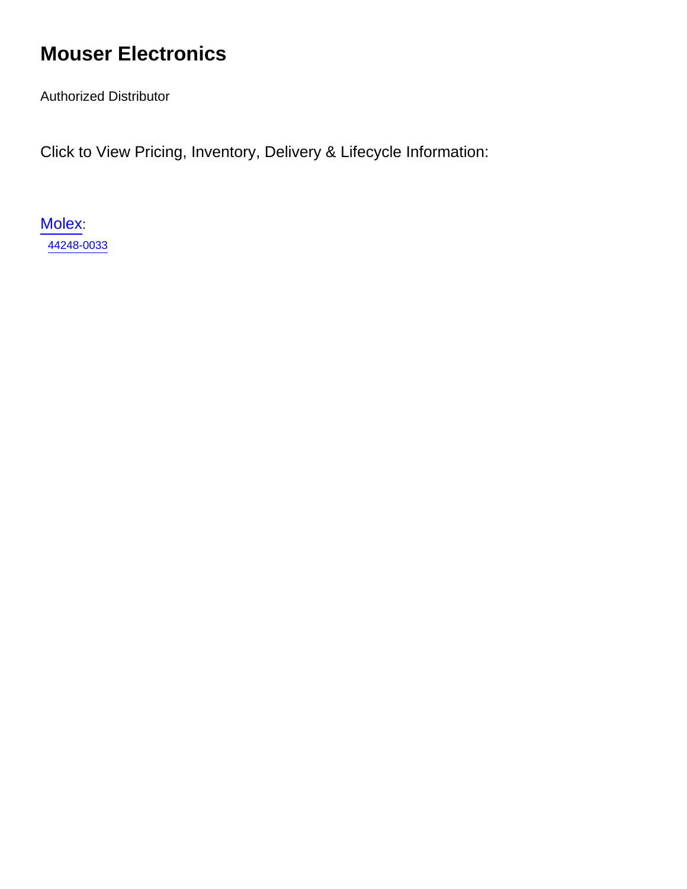# Mouser Electronics

Authorized Distributor

Click to View Pricing, Inventory, Delivery & Lifecycle Information:

Molex:

44248-0033